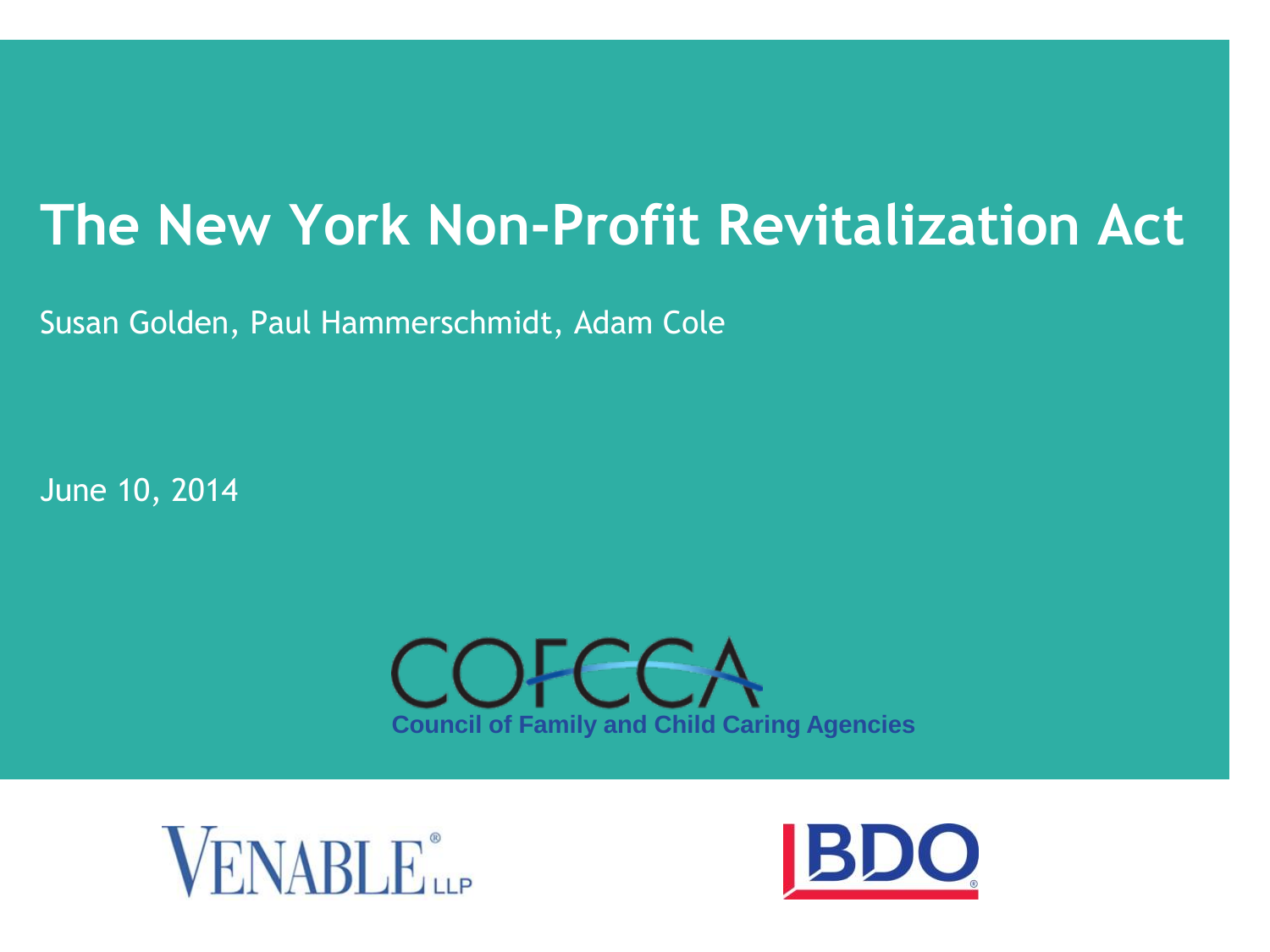# The New York Non-Profit Revitalization Act

Susan Golden, Paul Hammerschmidt, Adam Cole

June 10, 2014

COFCCA

Council of Family and Child Caring Agencies

VENABLE LLP

BDO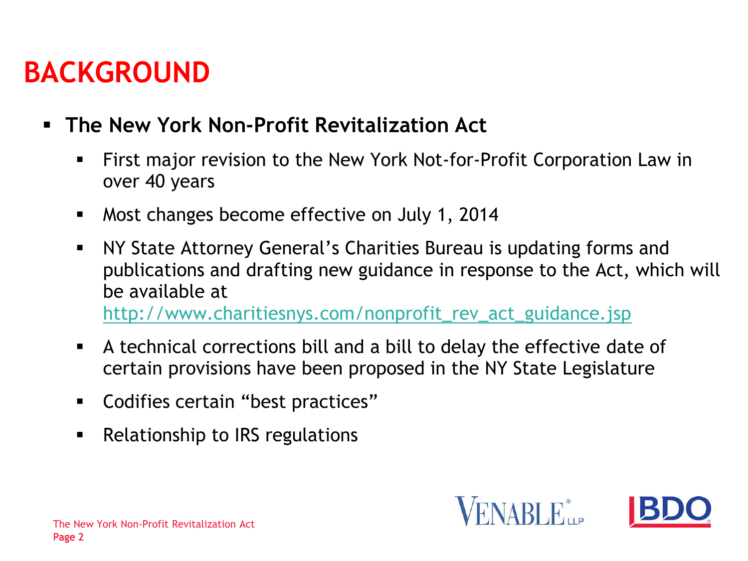# BACKGROUND

- **The New York Non-Profit Revitalization Act**
  - First major revision to the New York Not-for-Profit Corporation Law in over 40 years
  - Most changes become effective on July 1, 2014
  - NY State Attorney General's Charities Bureau is updating forms and publications and drafting new guidance in response to the Act, which will be available at http://www.charitiesnys.com/nonprofit_rev_act_guidance.jsp
  - A technical corrections bill and a bill to delay the effective date of certain provisions have been proposed in the NY State Legislature
  - Codifies certain "best practices"
  - Relationship to IRS regulations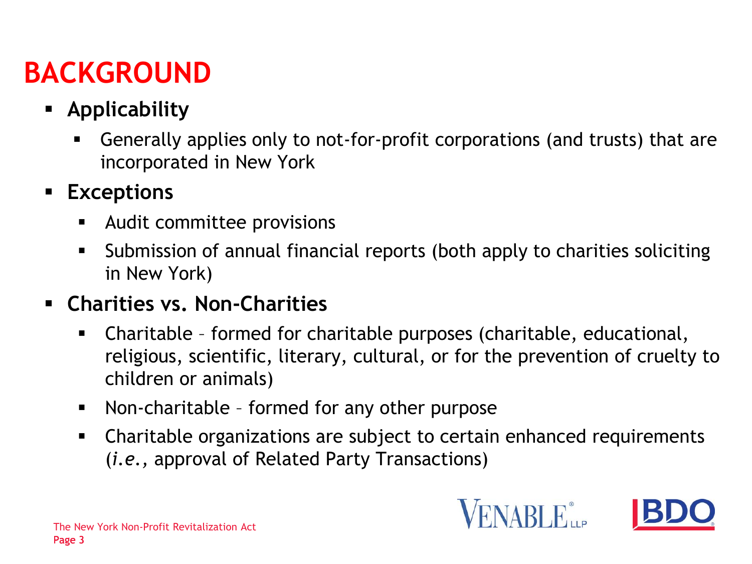# BACKGROUND

- **Applicability**
  - Generally applies only to not-for-profit corporations (and trusts) that are incorporated in New York
- **Exceptions**
  - Audit committee provisions
  - Submission of annual financial reports (both apply to charities soliciting in New York)
- **Charities vs. Non-Charities**
  - Charitable – formed for charitable purposes (charitable, educational, religious, scientific, literary, cultural, or for the prevention of cruelty to children or animals)
  - Non-charitable – formed for any other purpose
  - Charitable organizations are subject to certain enhanced requirements (*i.e.*, approval of Related Party Transactions)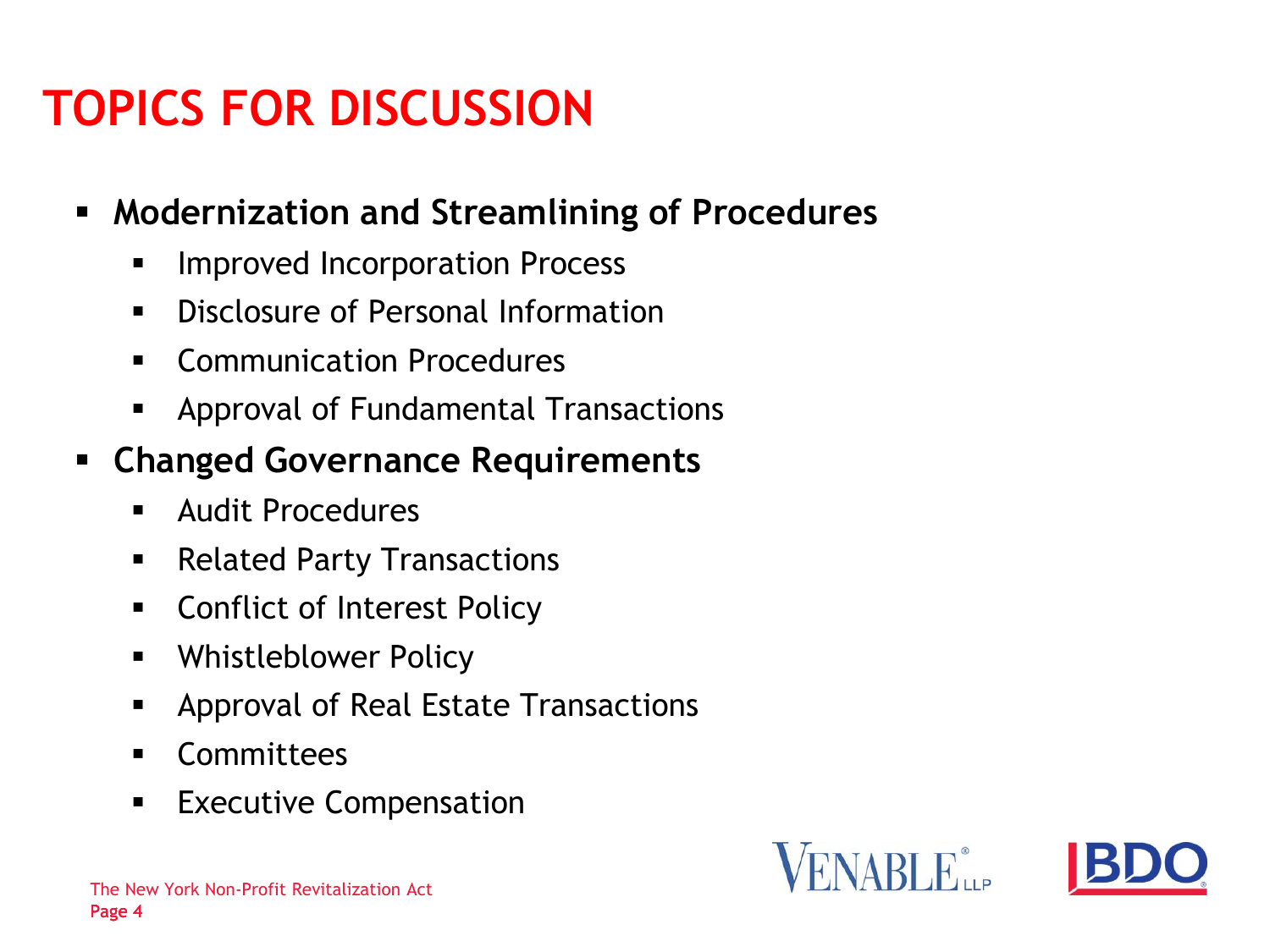# TOPICS FOR DISCUSSION

- **Modernization and Streamlining of Procedures**
  - Improved Incorporation Process
  - Disclosure of Personal Information
  - Communication Procedures
  - Approval of Fundamental Transactions
- **Changed Governance Requirements**
  - Audit Procedures
  - Related Party Transactions
  - Conflict of Interest Policy
  - Whistleblower Policy
  - Approval of Real Estate Transactions
  - Committees
  - Executive Compensation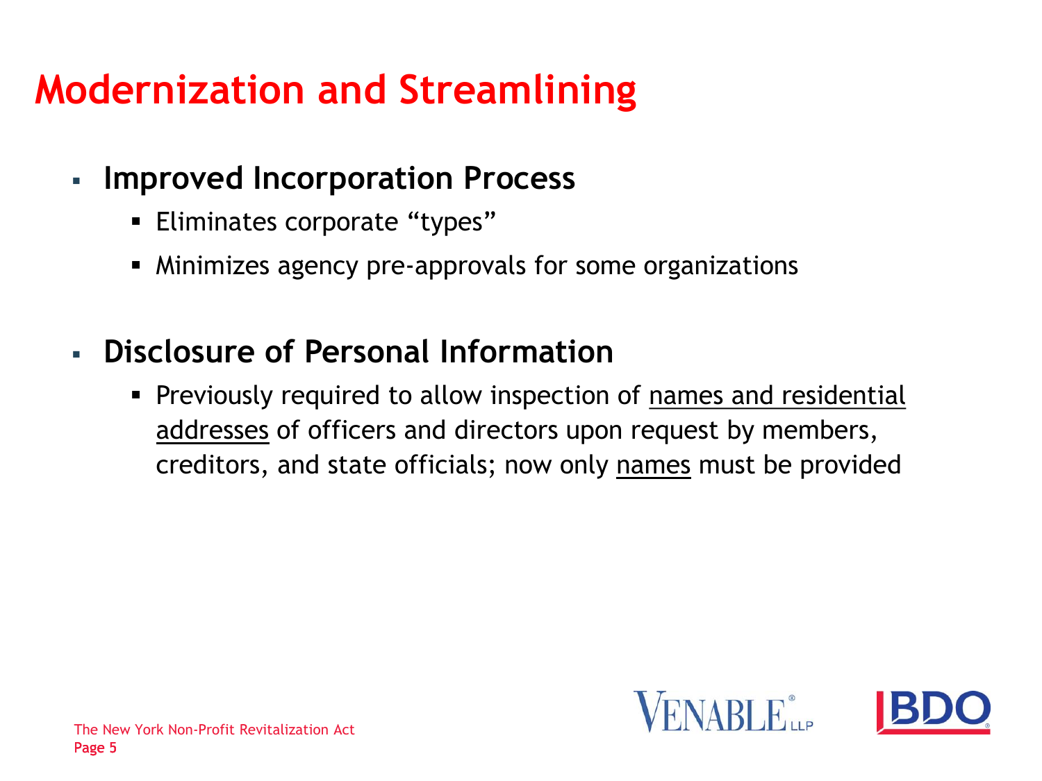# Modernization and Streamlining

- **Improved Incorporation Process**
  - Eliminates corporate “types”
  - Minimizes agency pre-approvals for some organizations

- **Disclosure of Personal Information**
  - Previously required to allow inspection of <u>names and residential addresses</u> of officers and directors upon request by members, creditors, and state officials; now only <u>names</u> must be provided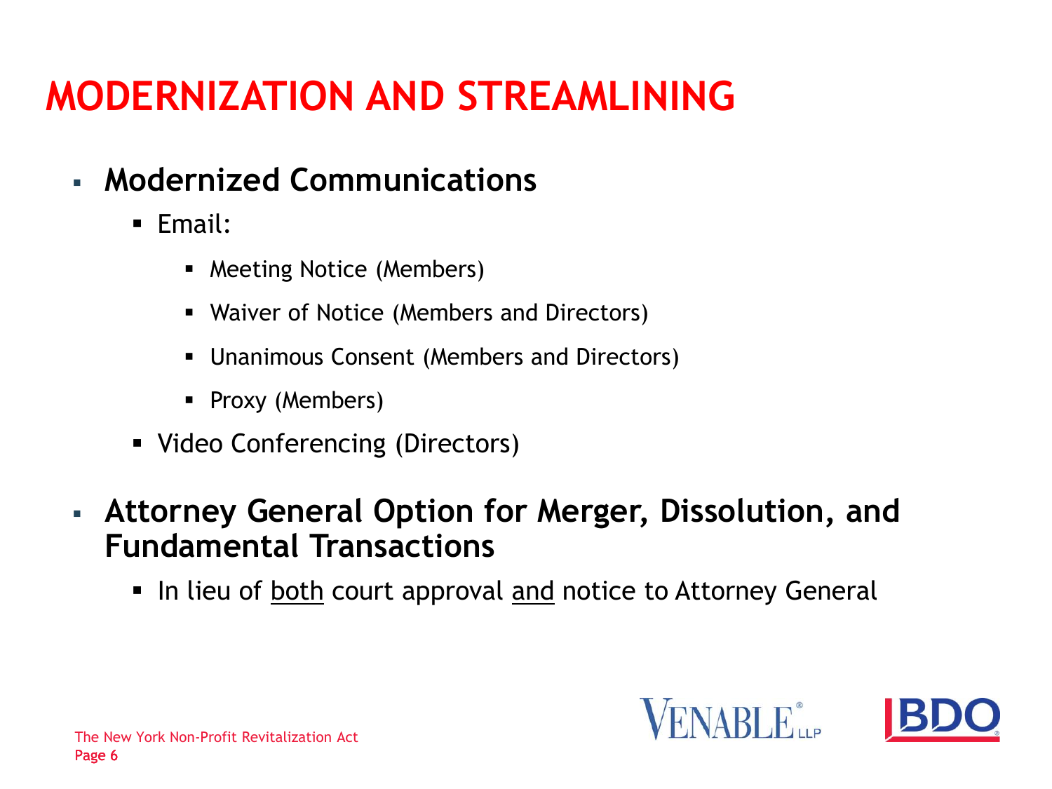# MODERNIZATION AND STREAMLINING

- **Modernized Communications**
  - Email:
    - Meeting Notice (Members)
    - Waiver of Notice (Members and Directors)
    - Unanimous Consent (Members and Directors)
    - Proxy (Members)
  - Video Conferencing (Directors)
- **Attorney General Option for Merger, Dissolution, and Fundamental Transactions**
  - In lieu of both court approval and notice to Attorney General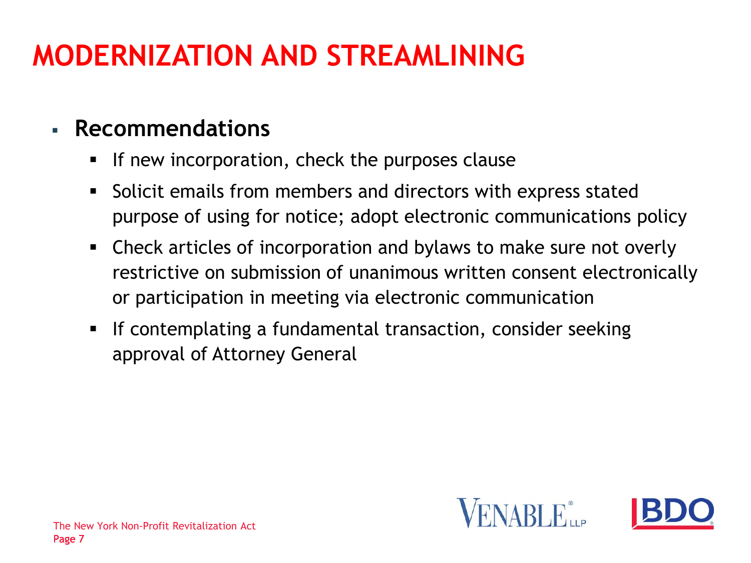# MODERNIZATION AND STREAMLINING

- **Recommendations**
  - If new incorporation, check the purposes clause
  - Solicit emails from members and directors with express stated purpose of using for notice; adopt electronic communications policy
  - Check articles of incorporation and bylaws to make sure not overly restrictive on submission of unanimous written consent electronically or participation in meeting via electronic communication
  - If contemplating a fundamental transaction, consider seeking approval of Attorney General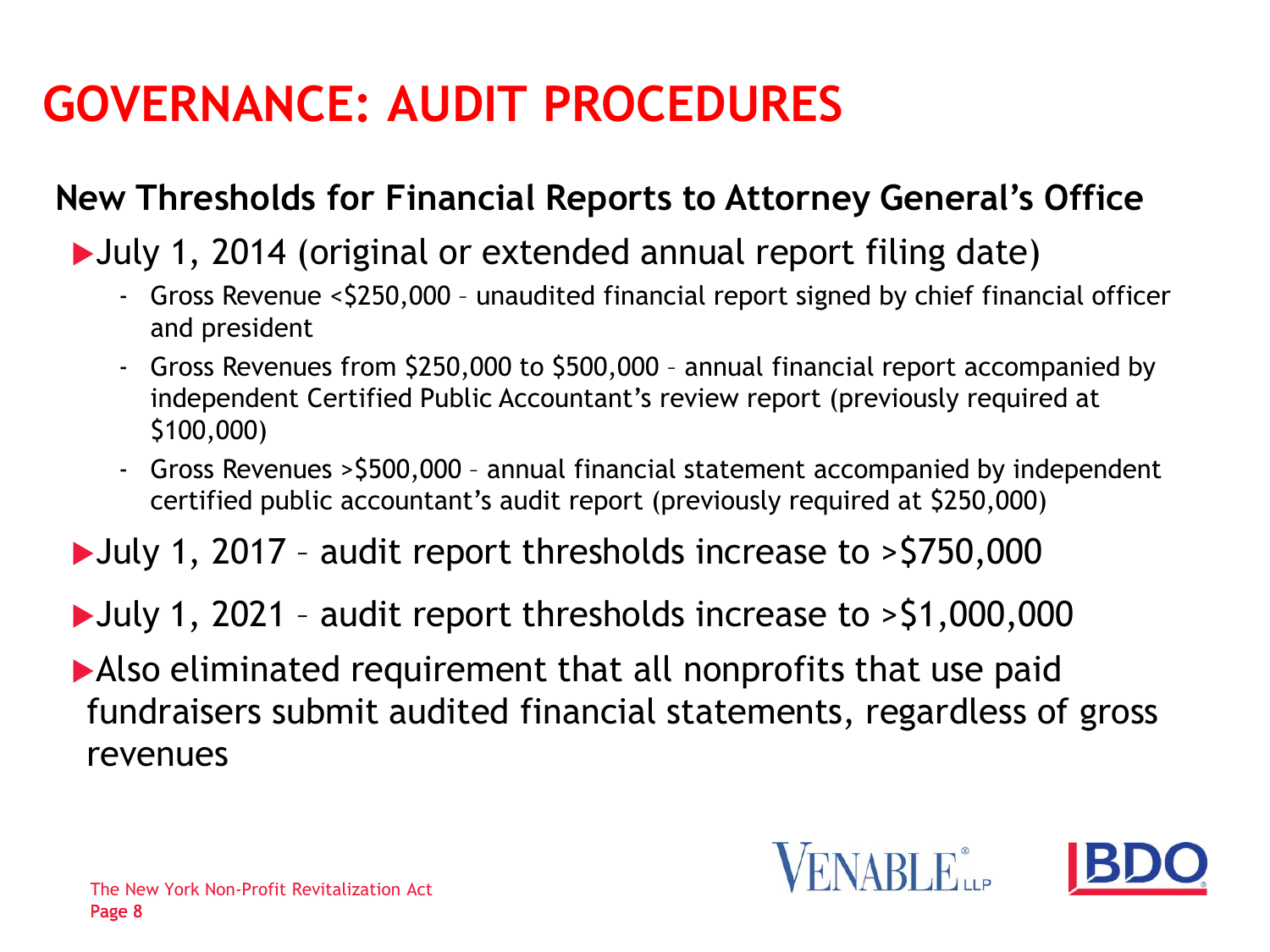# GOVERNANCE: AUDIT PROCEDURES

## New Thresholds for Financial Reports to Attorney General's Office

- July 1, 2014 (original or extended annual report filing date)
  - Gross Revenue <$250,000 – unaudited financial report signed by chief financial officer and president
  - Gross Revenues from $250,000 to $500,000 – annual financial report accompanied by independent Certified Public Accountant's review report (previously required at $100,000)
  - Gross Revenues >$500,000 – annual financial statement accompanied by independent certified public accountant's audit report (previously required at $250,000)
- July 1, 2017 – audit report thresholds increase to >$750,000
- July 1, 2021 – audit report thresholds increase to >$1,000,000
- Also eliminated requirement that all nonprofits that use paid fundraisers submit audited financial statements, regardless of gross revenues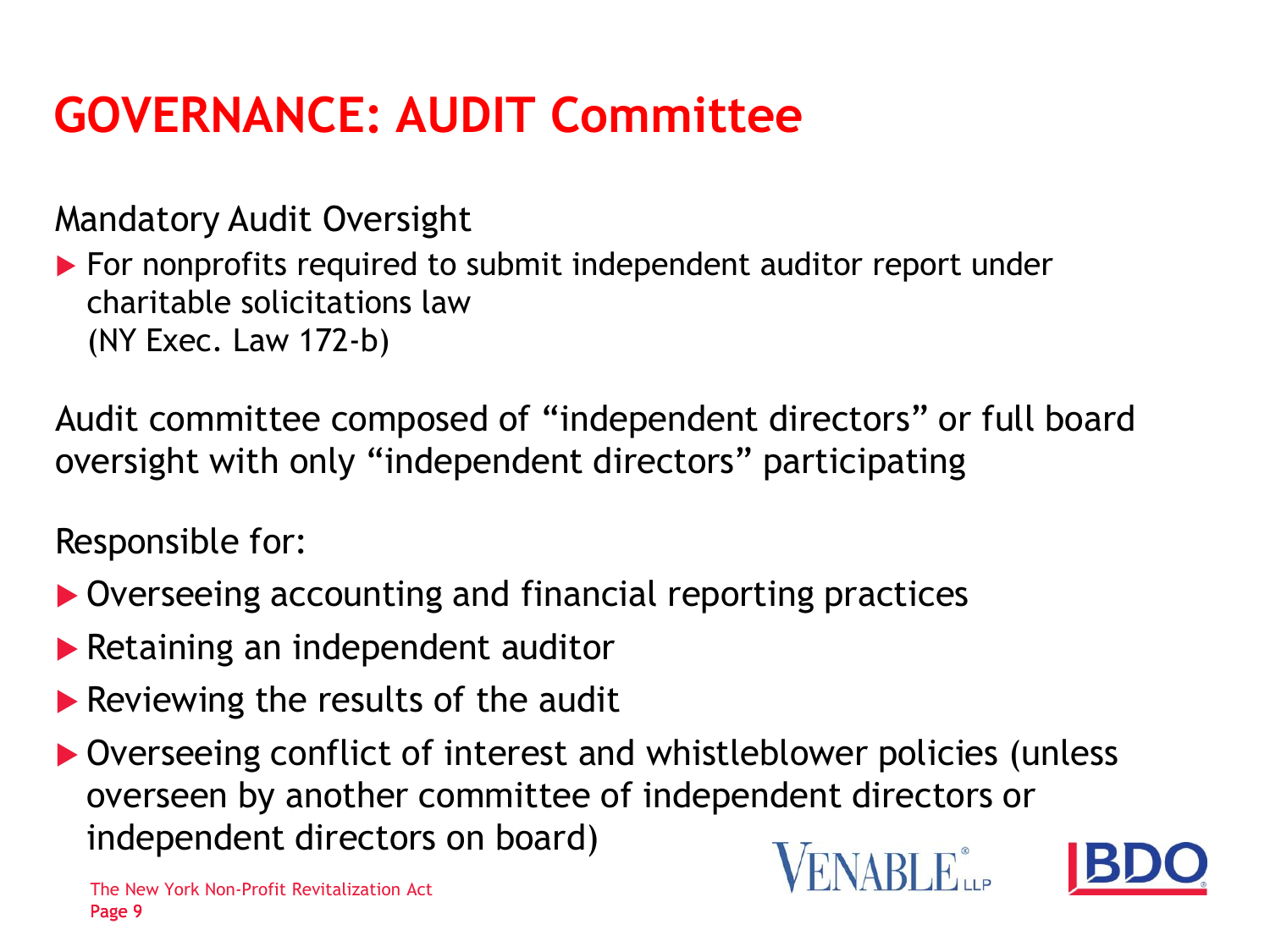# GOVERNANCE: AUDIT Committee

Mandatory Audit Oversight

- For nonprofits required to submit independent auditor report under charitable solicitations law (NY Exec. Law 172-b)

Audit committee composed of “independent directors” or full board oversight with only “independent directors” participating

Responsible for:

- Overseeing accounting and financial reporting practices
- Retaining an independent auditor
- Reviewing the results of the audit
- Overseeing conflict of interest and whistleblower policies (unless overseen by another committee of independent directors or independent directors on board)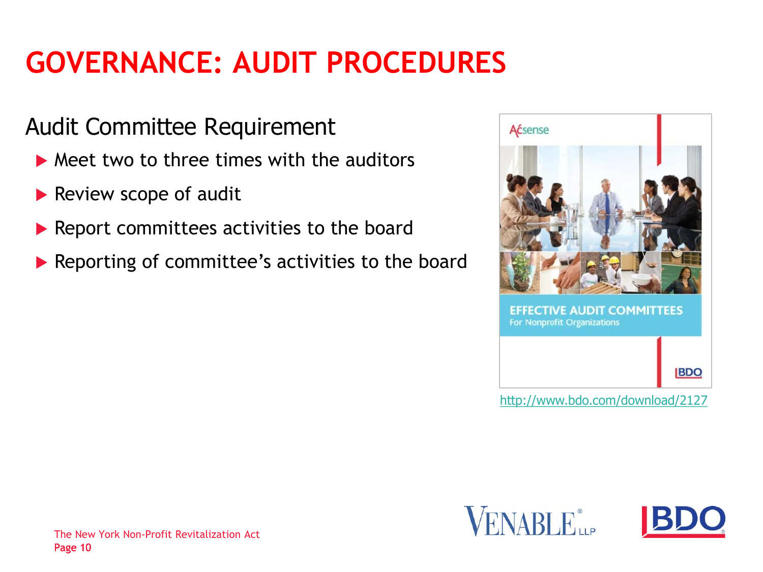# GOVERNANCE: AUDIT PROCEDURES

## Audit Committee Requirement

- Meet two to three times with the auditors
- Review scope of audit
- Report committees activities to the board
- Reporting of committee's activities to the board

http://www.bdo.com/download/2127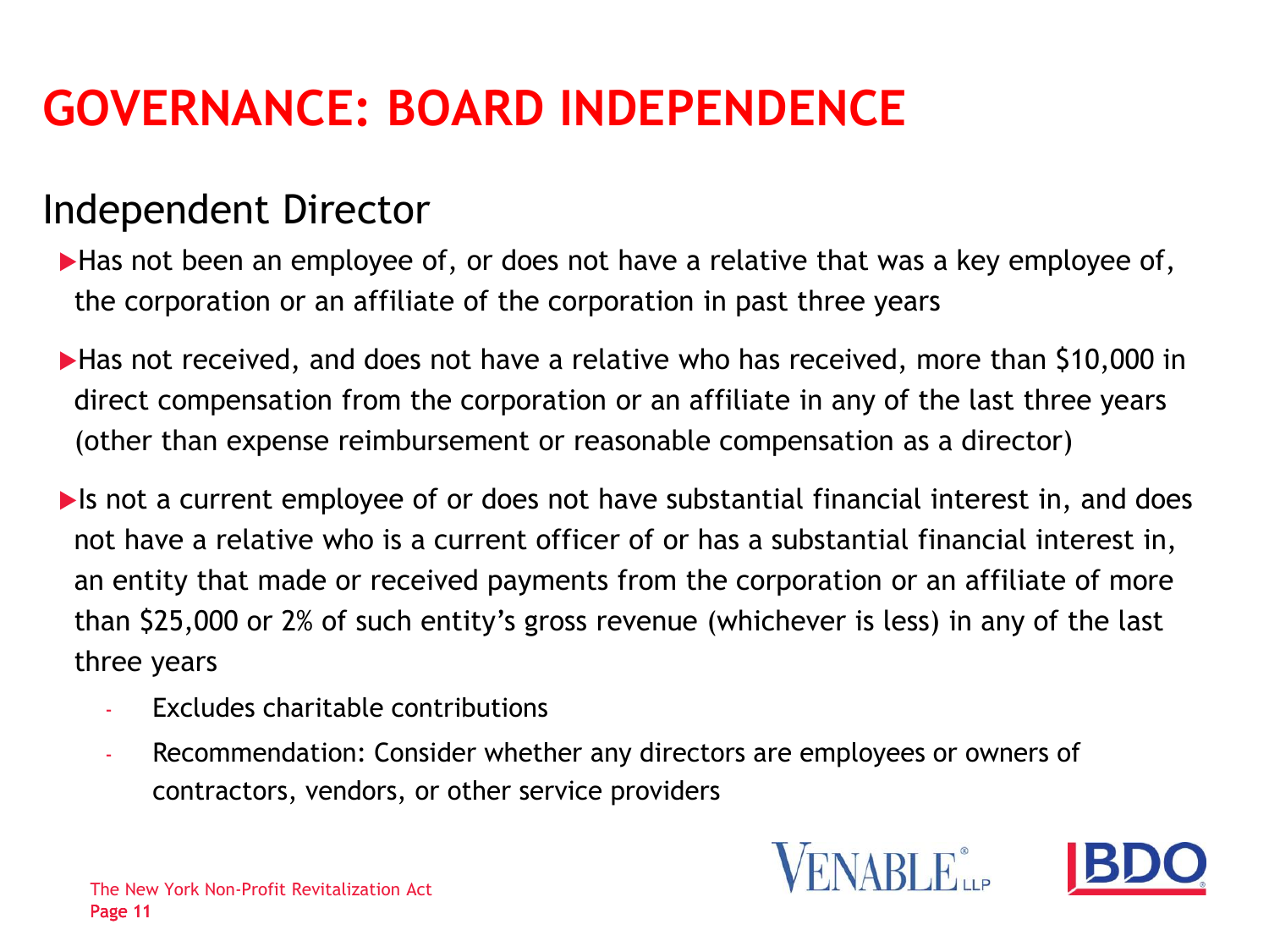# GOVERNANCE: BOARD INDEPENDENCE

## Independent Director

- Has not been an employee of, or does not have a relative that was a key employee of, the corporation or an affiliate of the corporation in past three years
- Has not received, and does not have a relative who has received, more than $10,000 in direct compensation from the corporation or an affiliate in any of the last three years (other than expense reimbursement or reasonable compensation as a director)
- Is not a current employee of or does not have substantial financial interest in, and does not have a relative who is a current officer of or has a substantial financial interest in, an entity that made or received payments from the corporation or an affiliate of more than $25,000 or 2% of such entity's gross revenue (whichever is less) in any of the last three years
  - Excludes charitable contributions
  - Recommendation: Consider whether any directors are employees or owners of contractors, vendors, or other service providers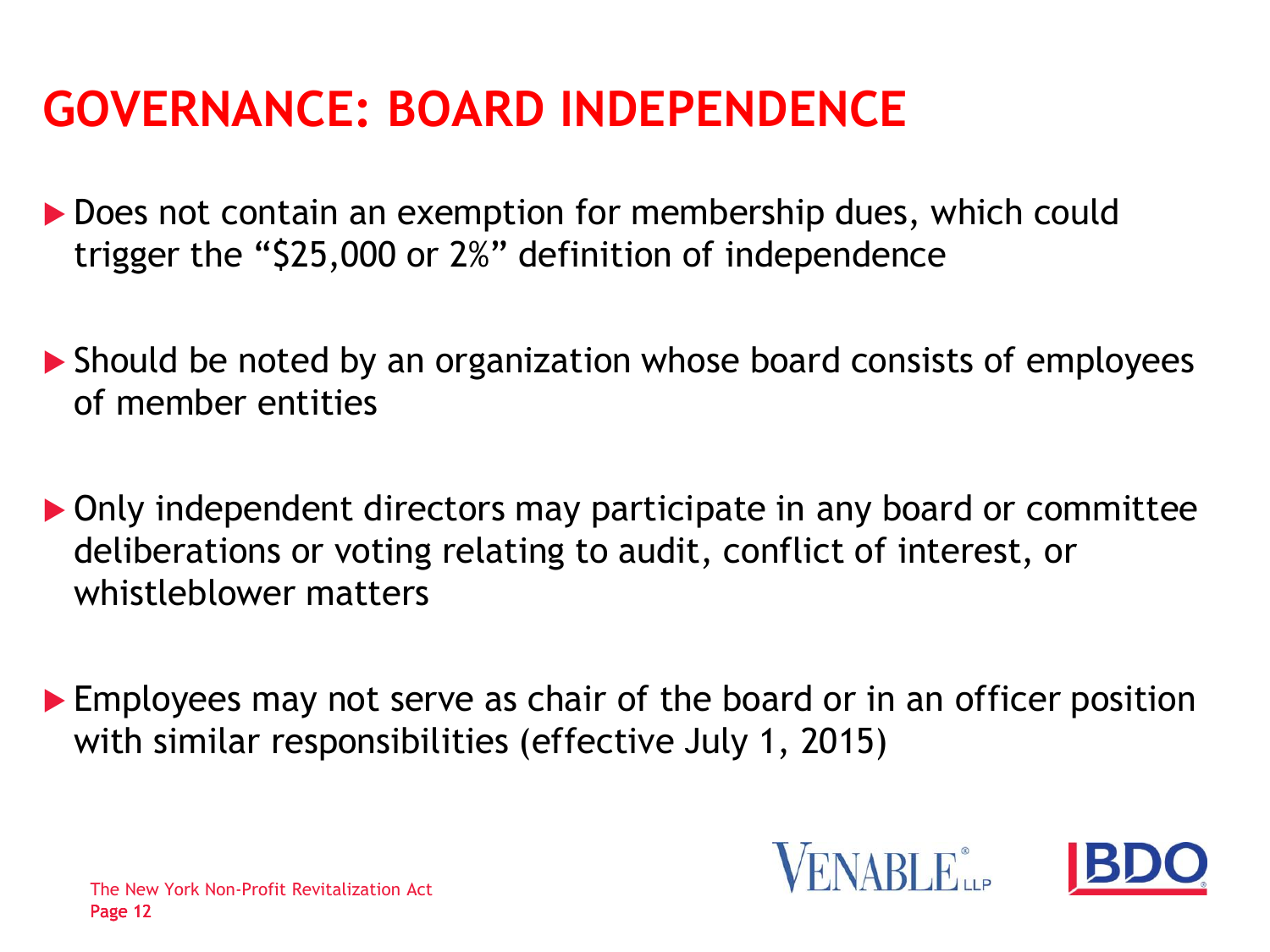# GOVERNANCE: BOARD INDEPENDENCE

- Does not contain an exemption for membership dues, which could trigger the "$25,000 or 2%" definition of independence
- Should be noted by an organization whose board consists of employees of member entities
- Only independent directors may participate in any board or committee deliberations or voting relating to audit, conflict of interest, or whistleblower matters
- Employees may not serve as chair of the board or in an officer position with similar responsibilities (effective July 1, 2015)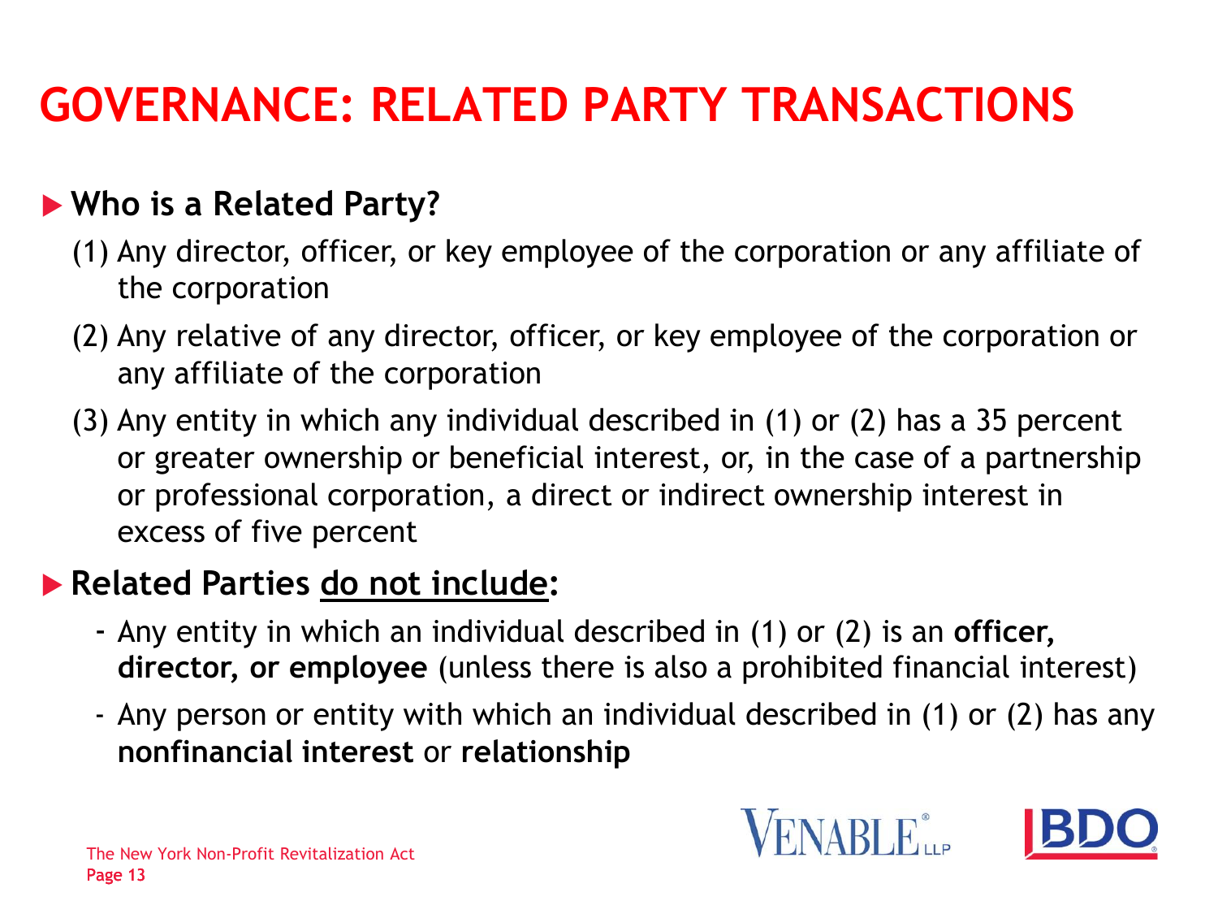# GOVERNANCE: RELATED PARTY TRANSACTIONS

- **Who is a Related Party?**
  - (1) Any director, officer, or key employee of the corporation or any affiliate of the corporation
  - (2) Any relative of any director, officer, or key employee of the corporation or any affiliate of the corporation
  - (3) Any entity in which any individual described in (1) or (2) has a 35 percent or greater ownership or beneficial interest, or, in the case of a partnership or professional corporation, a direct or indirect ownership interest in excess of five percent

- **Related Parties <u>do not include</u>:**
  - Any entity in which an individual described in (1) or (2) is an **officer, director, or employee** (unless there is also a prohibited financial interest)
  - Any person or entity with which an individual described in (1) or (2) has any **nonfinancial interest** or **relationship**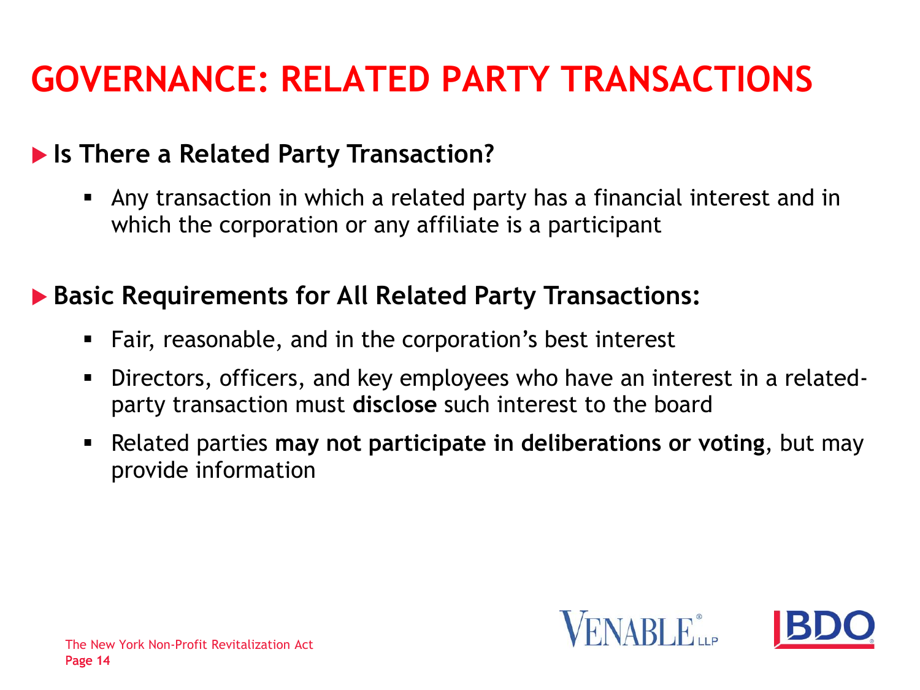# GOVERNANCE: RELATED PARTY TRANSACTIONS

## Is There a Related Party Transaction?

- Any transaction in which a related party has a financial interest and in which the corporation or any affiliate is a participant

## Basic Requirements for All Related Party Transactions:

- Fair, reasonable, and in the corporation's best interest
- Directors, officers, and key employees who have an interest in a related-party transaction must **disclose** such interest to the board
- Related parties **may not participate in deliberations or voting**, but may provide information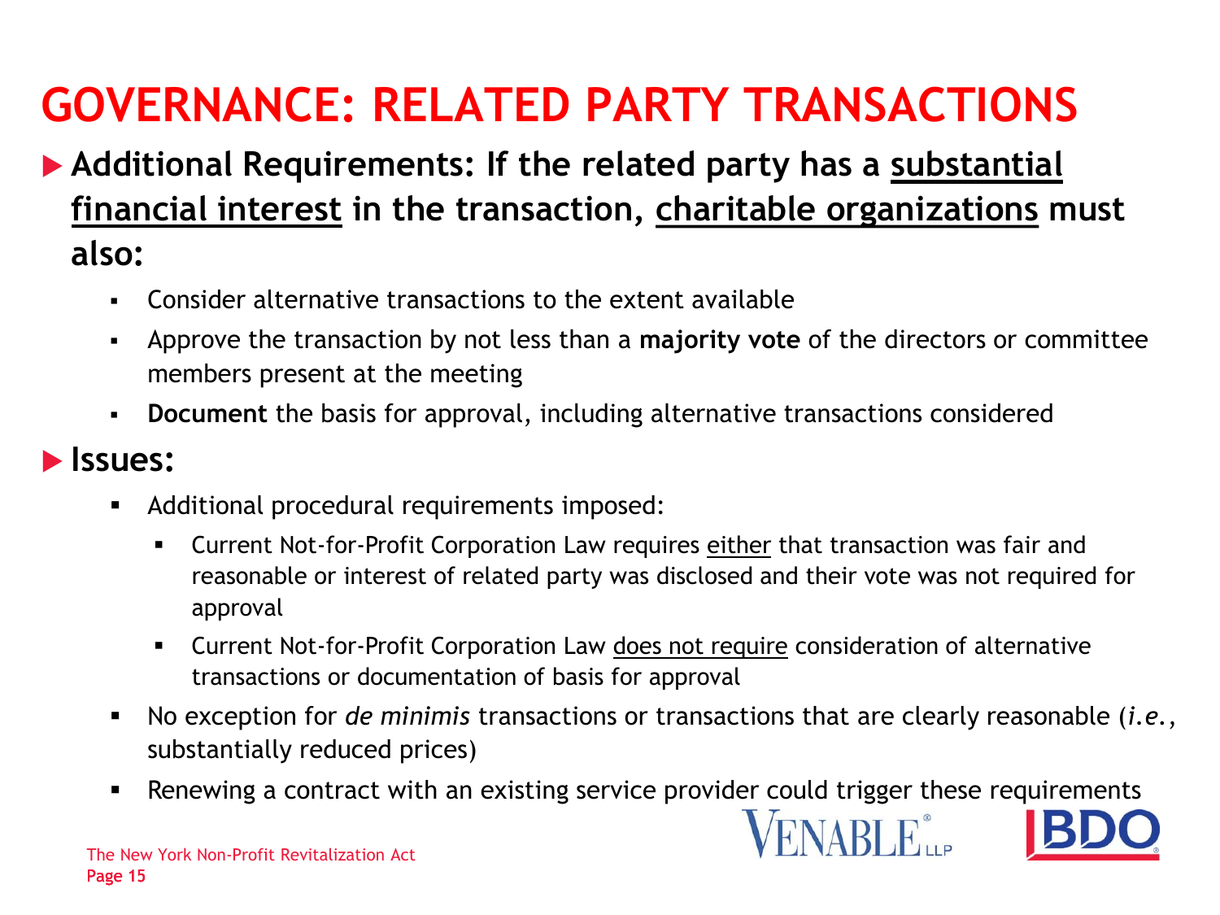# GOVERNANCE: RELATED PARTY TRANSACTIONS

- **Additional Requirements: If the related party has a <u>substantial financial interest</u> in the transaction, <u>charitable organizations</u> must also:**
  - Consider alternative transactions to the extent available
  - Approve the transaction by not less than a **majority vote** of the directors or committee members present at the meeting
  - **Document** the basis for approval, including alternative transactions considered

- **Issues:**
  - Additional procedural requirements imposed:
    - Current Not-for-Profit Corporation Law requires <u>either</u> that transaction was fair and reasonable or interest of related party was disclosed and their vote was not required for approval
    - Current Not-for-Profit Corporation Law <u>does not require</u> consideration of alternative transactions or documentation of basis for approval
  - No exception for *de minimis* transactions or transactions that are clearly reasonable (*i.e.*, substantially reduced prices)
  - Renewing a contract with an existing service provider could trigger these requirements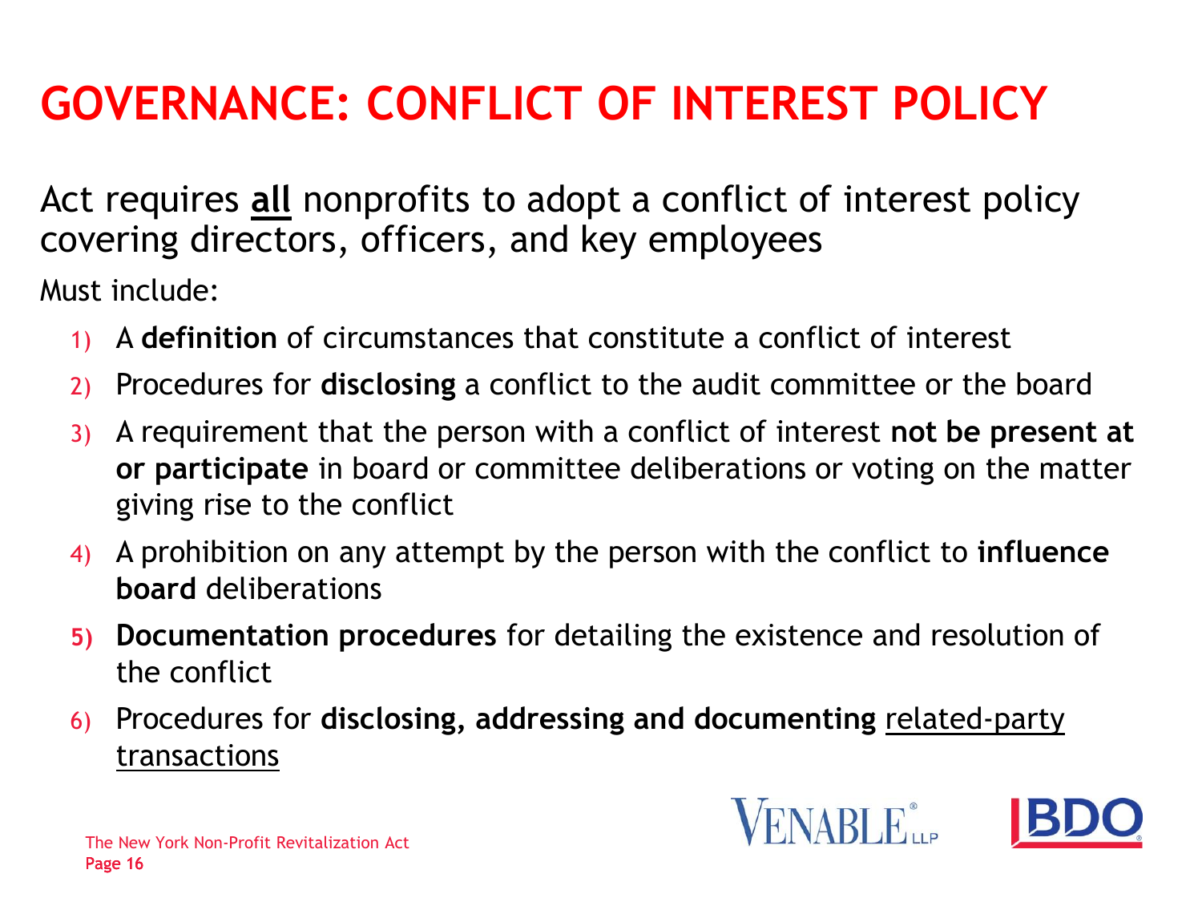# GOVERNANCE: CONFLICT OF INTEREST POLICY

Act requires **all** nonprofits to adopt a conflict of interest policy covering directors, officers, and key employees

Must include:

1) A **definition** of circumstances that constitute a conflict of interest
2) Procedures for **disclosing** a conflict to the audit committee or the board
3) A requirement that the person with a conflict of interest **not be present at or participate** in board or committee deliberations or voting on the matter giving rise to the conflict
4) A prohibition on any attempt by the person with the conflict to **influence board** deliberations
5) **Documentation procedures** for detailing the existence and resolution of the conflict
6) Procedures for **disclosing, addressing and documenting** related-party transactions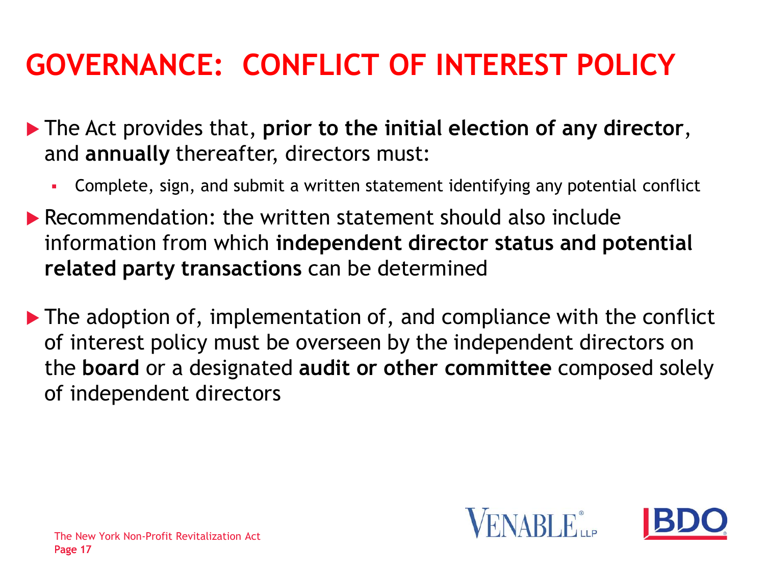# GOVERNANCE: CONFLICT OF INTEREST POLICY

- The Act provides that, **prior to the initial election of any director**, and **annually** thereafter, directors must:
  - Complete, sign, and submit a written statement identifying any potential conflict
- Recommendation: the written statement should also include information from which **independent director status and potential related party transactions** can be determined
- The adoption of, implementation of, and compliance with the conflict of interest policy must be overseen by the independent directors on the **board** or a designated **audit or other committee** composed solely of independent directors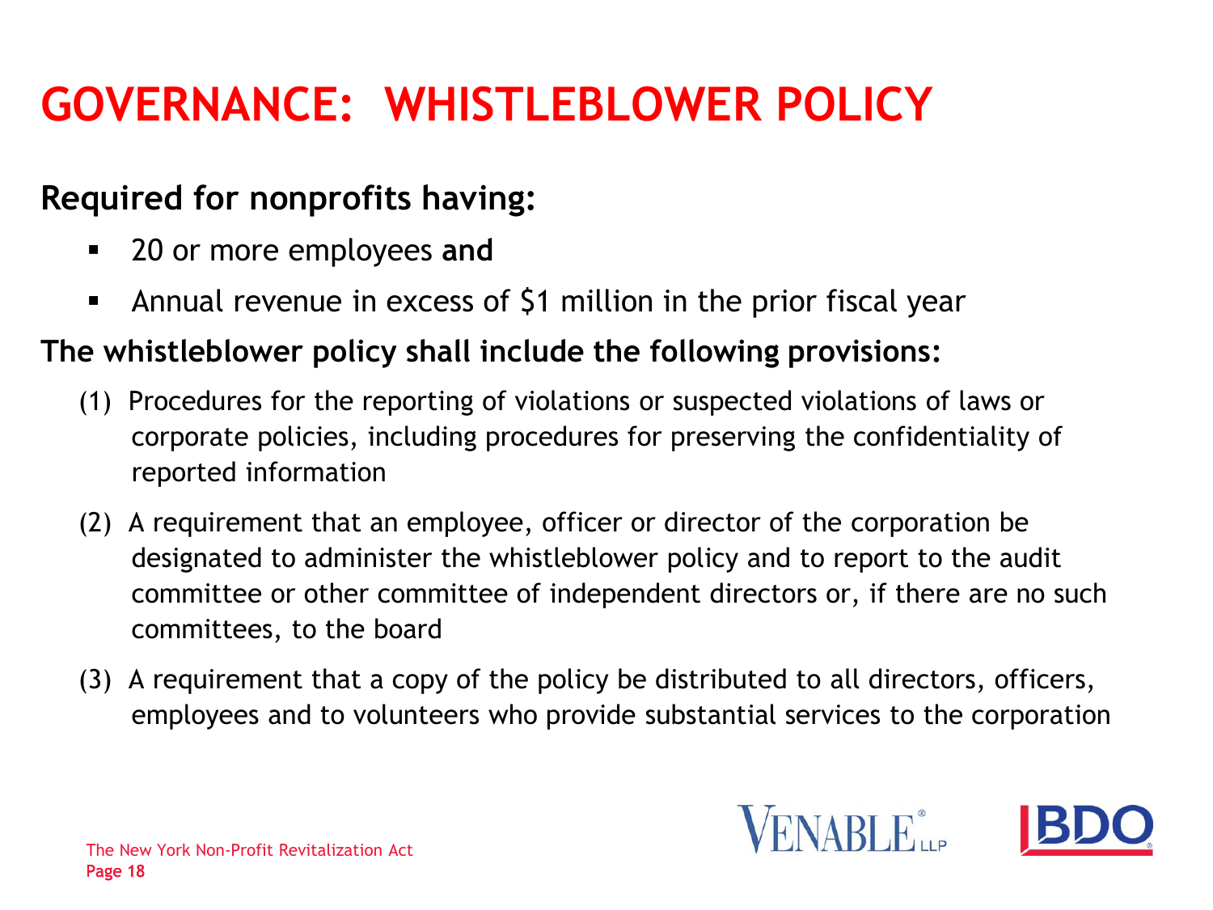# GOVERNANCE: WHISTLEBLOWER POLICY

**Required for nonprofits having:**

- 20 or more employees **and**
- Annual revenue in excess of $1 million in the prior fiscal year

**The whistleblower policy shall include the following provisions:**

(1) Procedures for the reporting of violations or suspected violations of laws or corporate policies, including procedures for preserving the confidentiality of reported information

(2) A requirement that an employee, officer or director of the corporation be designated to administer the whistleblower policy and to report to the audit committee or other committee of independent directors or, if there are no such committees, to the board

(3) A requirement that a copy of the policy be distributed to all directors, officers, employees and to volunteers who provide substantial services to the corporation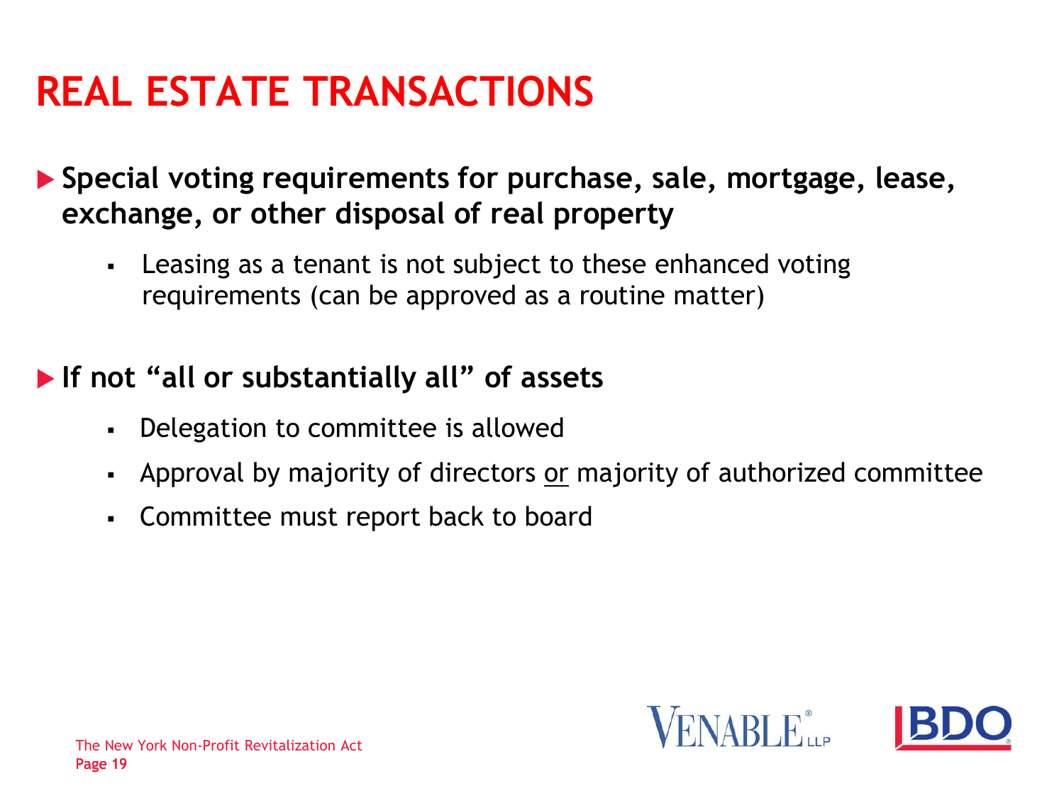# REAL ESTATE TRANSACTIONS

- **Special voting requirements for purchase, sale, mortgage, lease, exchange, or other disposal of real property**
  - Leasing as a tenant is not subject to these enhanced voting requirements (can be approved as a routine matter)

- **If not "all or substantially all" of assets**
  - Delegation to committee is allowed
  - Approval by majority of directors <u>or</u> majority of authorized committee
  - Committee must report back to board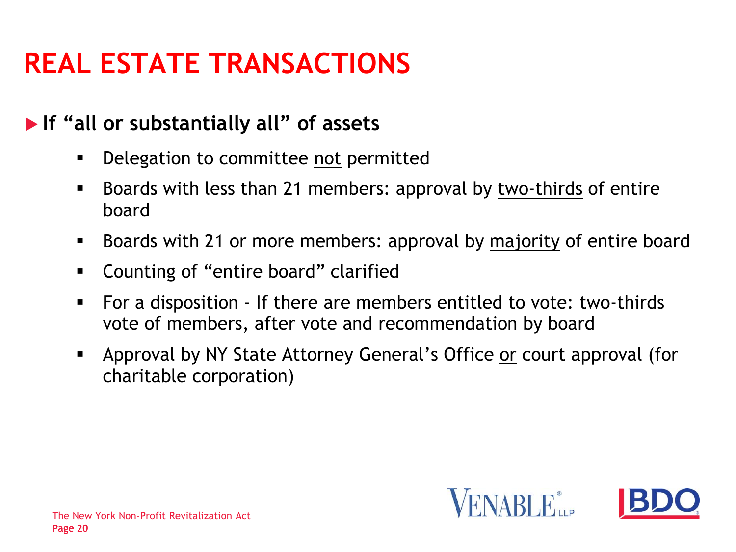# REAL ESTATE TRANSACTIONS

- **If "all or substantially all" of assets**
  - Delegation to committee <u>not</u> permitted
  - Boards with less than 21 members: approval by <u>two-thirds</u> of entire board
  - Boards with 21 or more members: approval by <u>majority</u> of entire board
  - Counting of "entire board" clarified
  - For a disposition - If there are members entitled to vote: two-thirds vote of members, after vote and recommendation by board
  - Approval by NY State Attorney General's Office <u>or</u> court approval (for charitable corporation)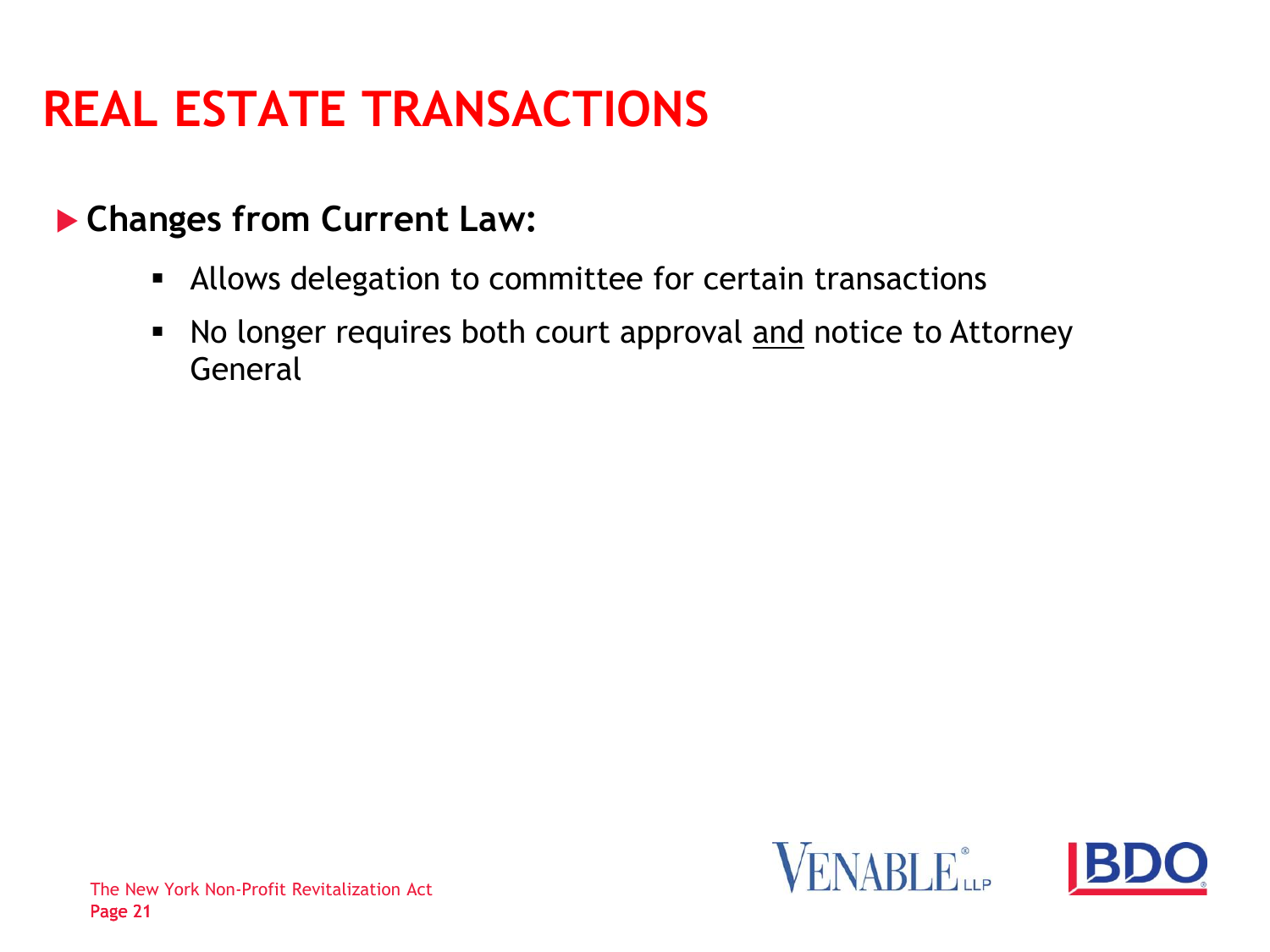# REAL ESTATE TRANSACTIONS

- **Changes from Current Law:**
  - Allows delegation to committee for certain transactions
  - No longer requires both court approval <u>and</u> notice to Attorney General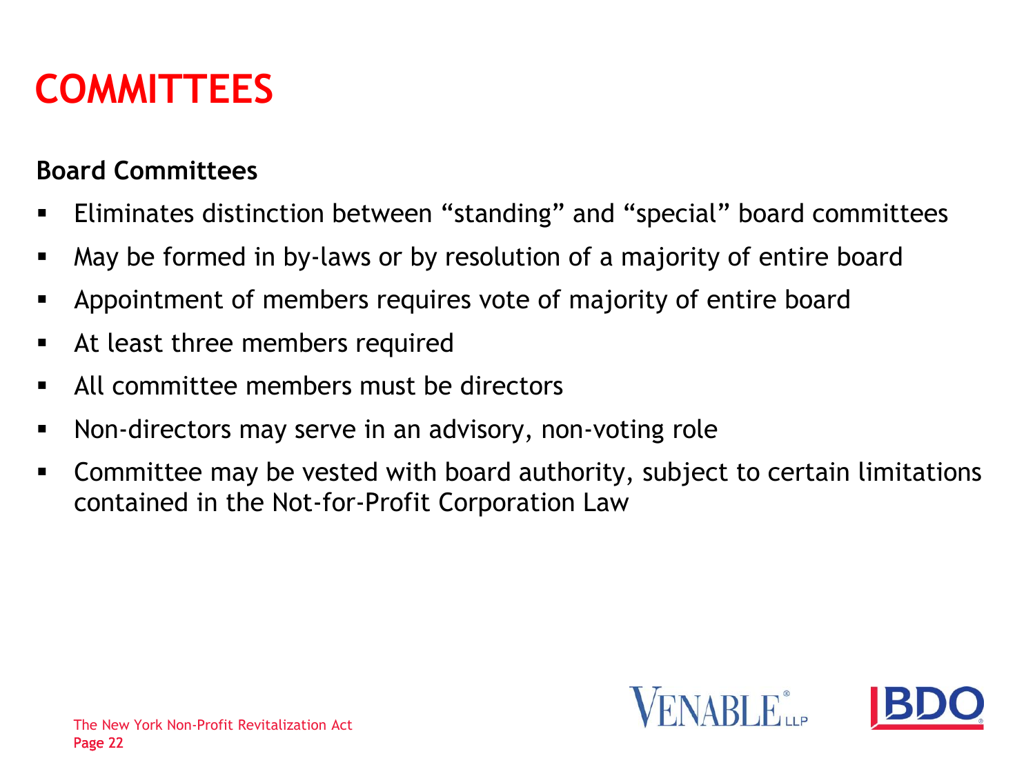# COMMITTEES

**Board Committees**

- Eliminates distinction between "standing" and "special" board committees
- May be formed in by-laws or by resolution of a majority of entire board
- Appointment of members requires vote of majority of entire board
- At least three members required
- All committee members must be directors
- Non-directors may serve in an advisory, non-voting role
- Committee may be vested with board authority, subject to certain limitations contained in the Not-for-Profit Corporation Law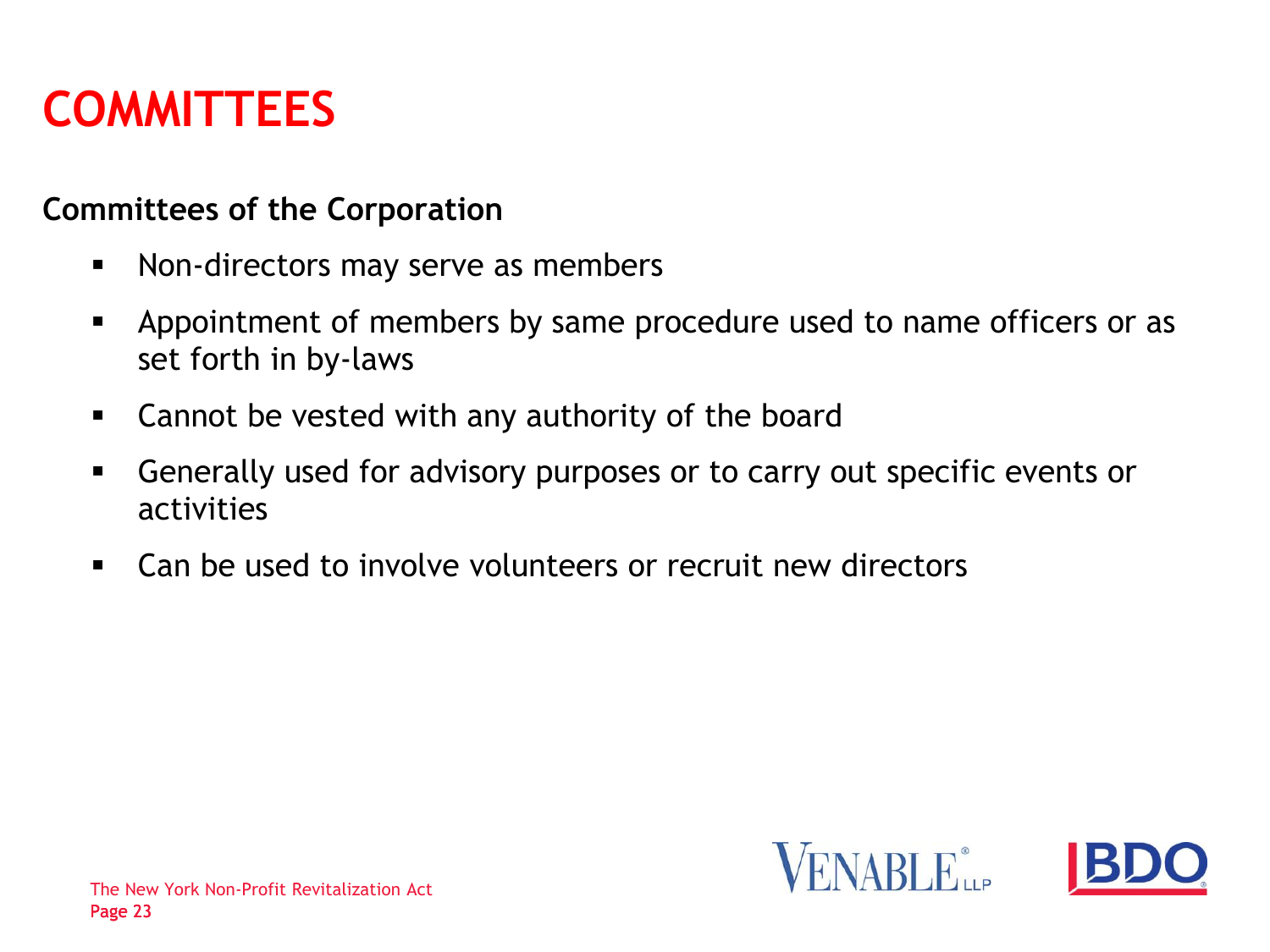# COMMITTEES

**Committees of the Corporation**

- Non-directors may serve as members
- Appointment of members by same procedure used to name officers or as set forth in by-laws
- Cannot be vested with any authority of the board
- Generally used for advisory purposes or to carry out specific events or activities
- Can be used to involve volunteers or recruit new directors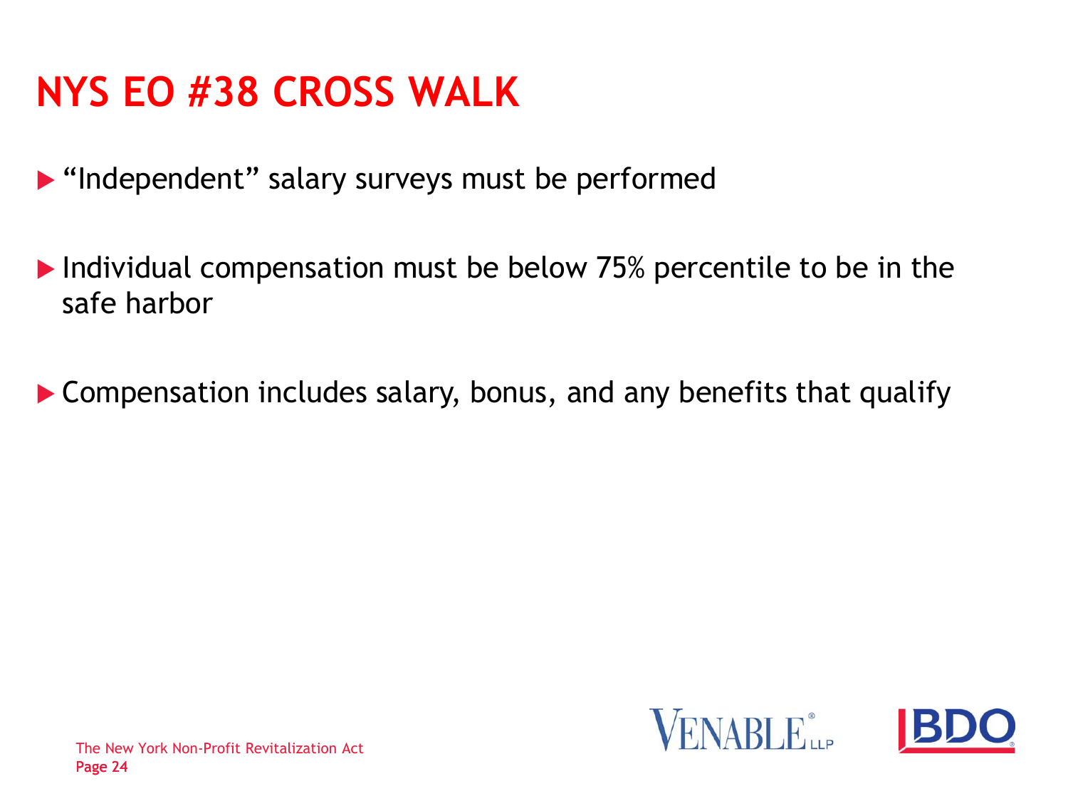# NYS EO #38 CROSS WALK

- "Independent" salary surveys must be performed
- Individual compensation must be below 75% percentile to be in the safe harbor
- Compensation includes salary, bonus, and any benefits that qualify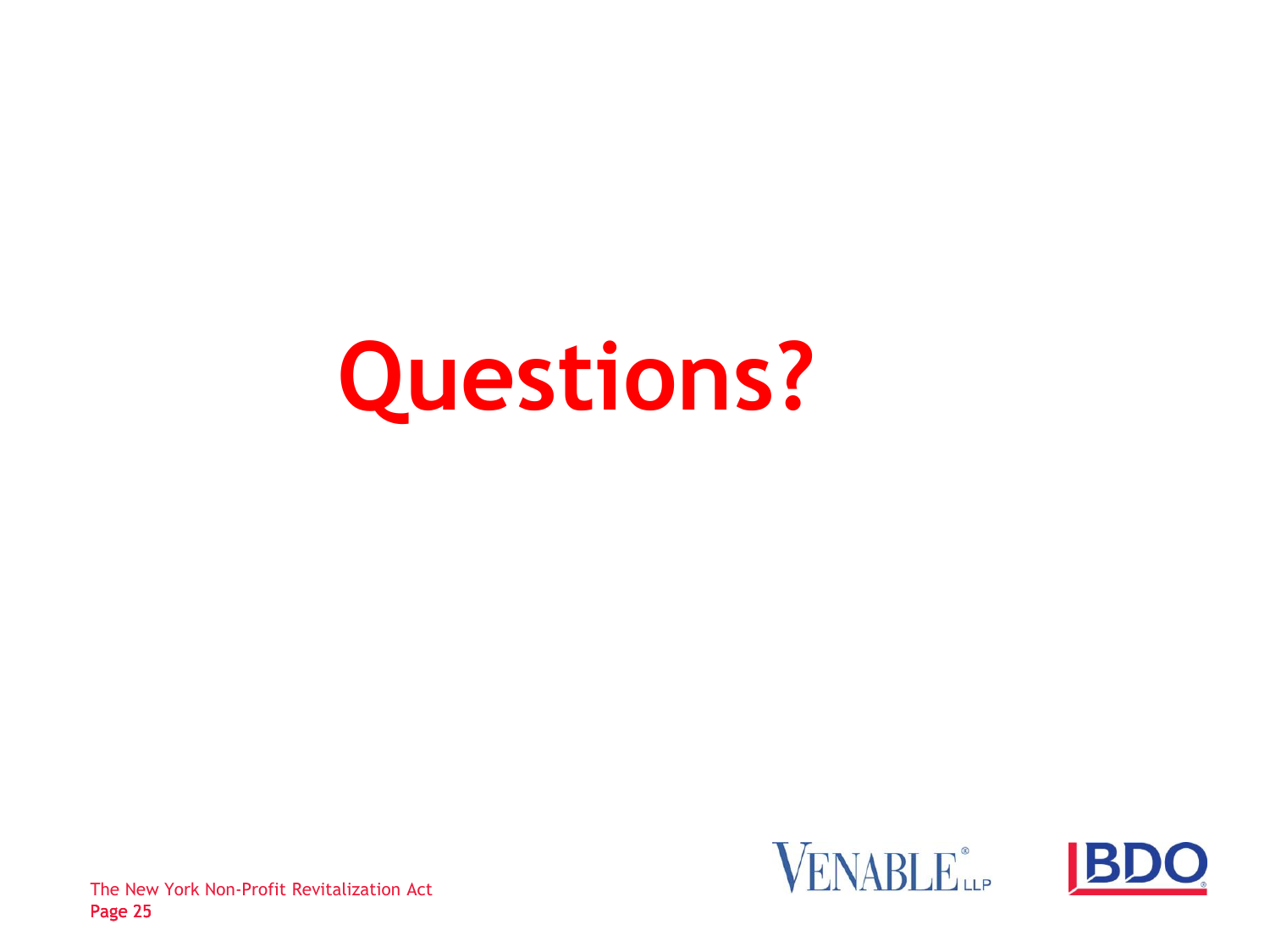# Questions?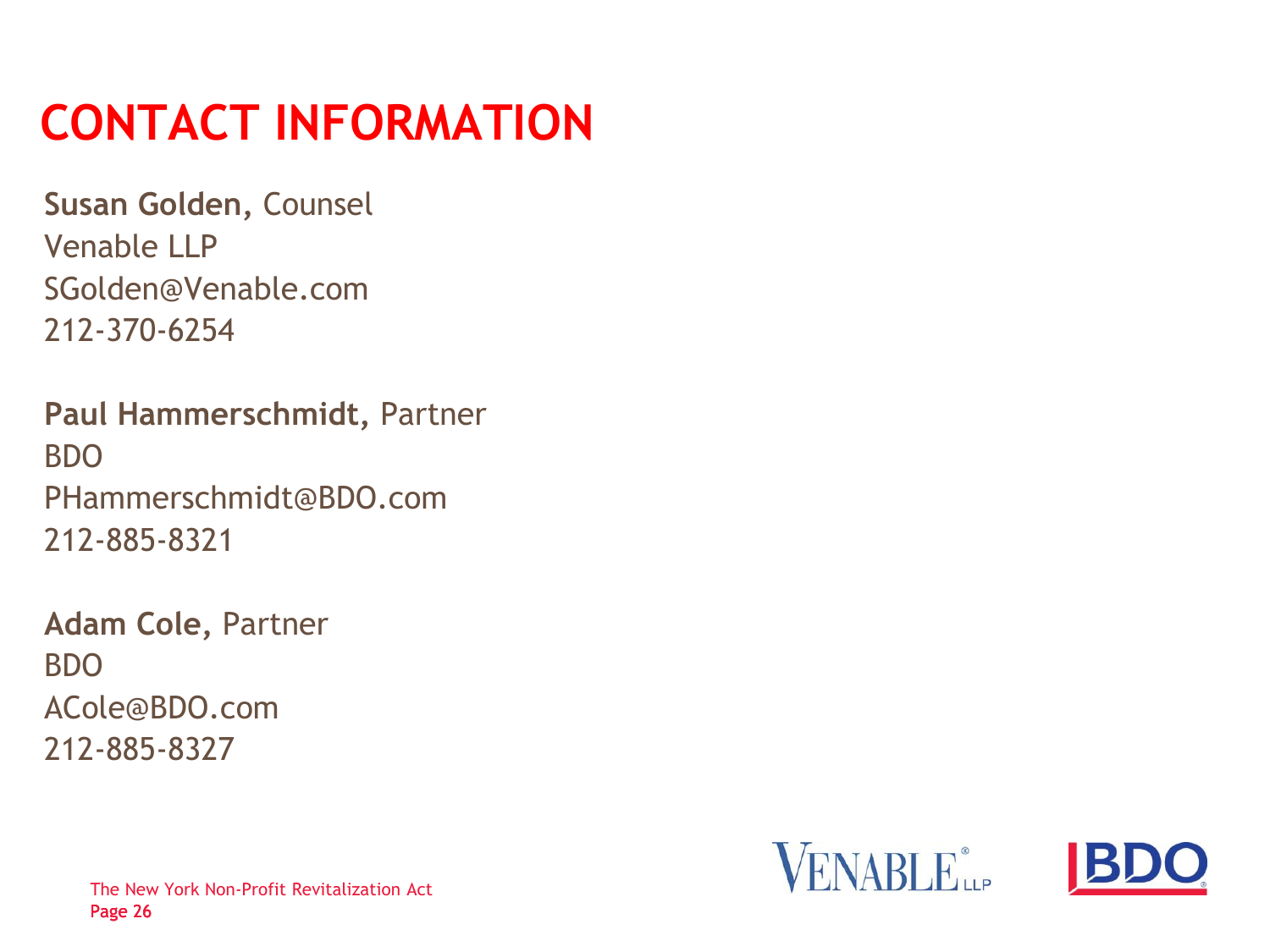# CONTACT INFORMATION

**Susan Golden,** Counsel
Venable LLP
SGolden@Venable.com
212-370-6254

**Paul Hammerschmidt,** Partner
BDO
PHammerschmidt@BDO.com
212-885-8321

**Adam Cole,** Partner
BDO
ACole@BDO.com
212-885-8327